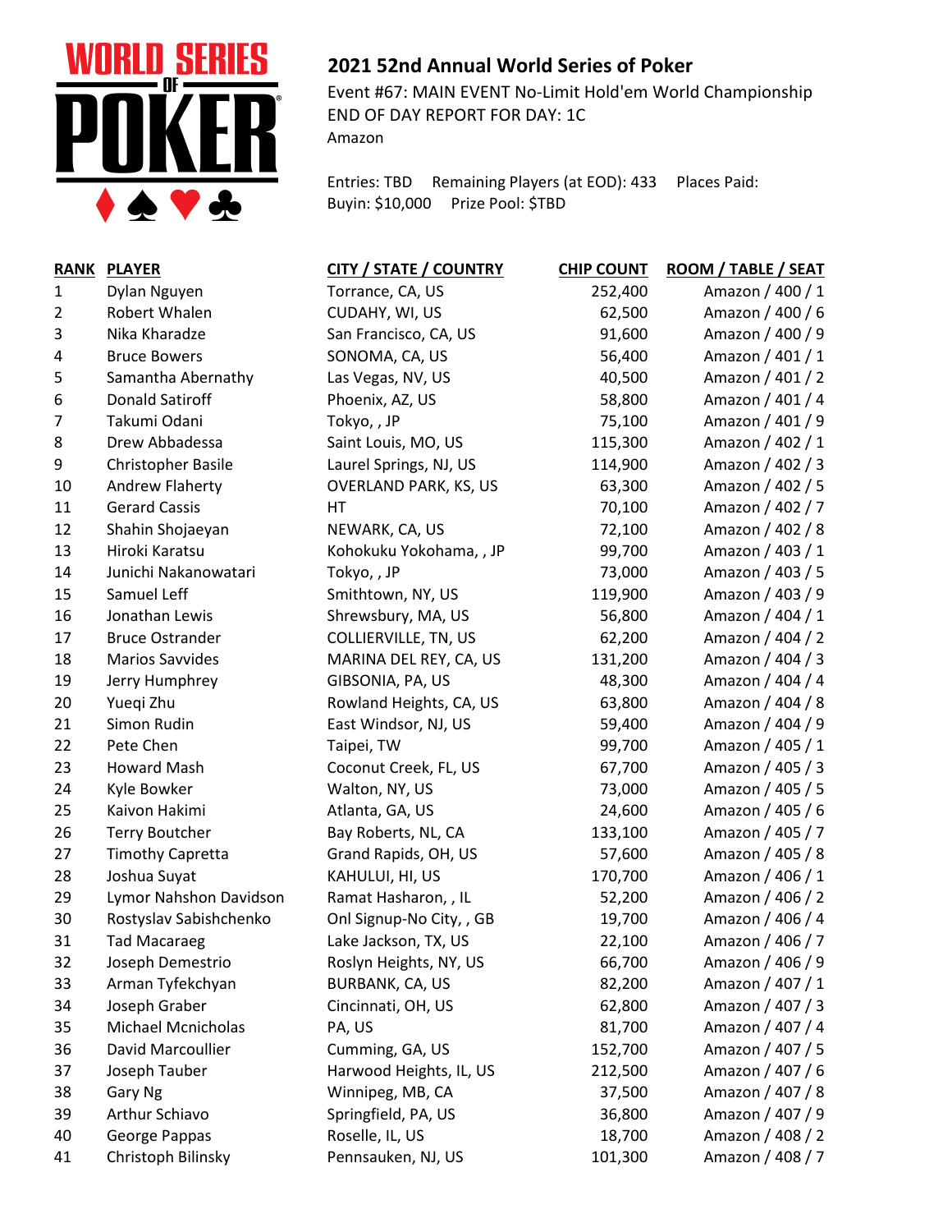## 2021 52nd Annual World Series of Poker

Event #67: MAIN EVENT No-Limit Hold'em World Championship
END OF DAY REPORT FOR DAY: 1C
Amazon

Entries: TBD    Remaining Players (at EOD): 433    Places Paid:
Buyin: $10,000    Prize Pool: $TBD

| RANK | PLAYER | CITY / STATE / COUNTRY | CHIP COUNT | ROOM / TABLE / SEAT |
|---|---|---|---|---|
| 1 | Dylan Nguyen | Torrance, CA, US | 252,400 | Amazon / 400 / 1 |
| 2 | Robert Whalen | CUDAHY, WI, US | 62,500 | Amazon / 400 / 6 |
| 3 | Nika Kharadze | San Francisco, CA, US | 91,600 | Amazon / 400 / 9 |
| 4 | Bruce Bowers | SONOMA, CA, US | 56,400 | Amazon / 401 / 1 |
| 5 | Samantha Abernathy | Las Vegas, NV, US | 40,500 | Amazon / 401 / 2 |
| 6 | Donald Satiroff | Phoenix, AZ, US | 58,800 | Amazon / 401 / 4 |
| 7 | Takumi Odani | Tokyo, , JP | 75,100 | Amazon / 401 / 9 |
| 8 | Drew Abbadessa | Saint Louis, MO, US | 115,300 | Amazon / 402 / 1 |
| 9 | Christopher Basile | Laurel Springs, NJ, US | 114,900 | Amazon / 402 / 3 |
| 10 | Andrew Flaherty | OVERLAND PARK, KS, US | 63,300 | Amazon / 402 / 5 |
| 11 | Gerard Cassis | HT | 70,100 | Amazon / 402 / 7 |
| 12 | Shahin Shojaeyan | NEWARK, CA, US | 72,100 | Amazon / 402 / 8 |
| 13 | Hiroki Karatsu | Kohokuku Yokohama, , JP | 99,700 | Amazon / 403 / 1 |
| 14 | Junichi Nakanowatari | Tokyo, , JP | 73,000 | Amazon / 403 / 5 |
| 15 | Samuel Leff | Smithtown, NY, US | 119,900 | Amazon / 403 / 9 |
| 16 | Jonathan Lewis | Shrewsbury, MA, US | 56,800 | Amazon / 404 / 1 |
| 17 | Bruce Ostrander | COLLIERVILLE, TN, US | 62,200 | Amazon / 404 / 2 |
| 18 | Marios Savvides | MARINA DEL REY, CA, US | 131,200 | Amazon / 404 / 3 |
| 19 | Jerry Humphrey | GIBSONIA, PA, US | 48,300 | Amazon / 404 / 4 |
| 20 | Yueqi Zhu | Rowland Heights, CA, US | 63,800 | Amazon / 404 / 8 |
| 21 | Simon Rudin | East Windsor, NJ, US | 59,400 | Amazon / 404 / 9 |
| 22 | Pete Chen | Taipei, TW | 99,700 | Amazon / 405 / 1 |
| 23 | Howard Mash | Coconut Creek, FL, US | 67,700 | Amazon / 405 / 3 |
| 24 | Kyle Bowker | Walton, NY, US | 73,000 | Amazon / 405 / 5 |
| 25 | Kaivon Hakimi | Atlanta, GA, US | 24,600 | Amazon / 405 / 6 |
| 26 | Terry Boutcher | Bay Roberts, NL, CA | 133,100 | Amazon / 405 / 7 |
| 27 | Timothy Capretta | Grand Rapids, OH, US | 57,600 | Amazon / 405 / 8 |
| 28 | Joshua Suyat | KAHULUI, HI, US | 170,700 | Amazon / 406 / 1 |
| 29 | Lymor Nahshon Davidson | Ramat Hasharon, , IL | 52,200 | Amazon / 406 / 2 |
| 30 | Rostyslav Sabishchenko | Onl Signup-No City, , GB | 19,700 | Amazon / 406 / 4 |
| 31 | Tad Macaraeg | Lake Jackson, TX, US | 22,100 | Amazon / 406 / 7 |
| 32 | Joseph Demestrio | Roslyn Heights, NY, US | 66,700 | Amazon / 406 / 9 |
| 33 | Arman Tyfekchyan | BURBANK, CA, US | 82,200 | Amazon / 407 / 1 |
| 34 | Joseph Graber | Cincinnati, OH, US | 62,800 | Amazon / 407 / 3 |
| 35 | Michael Mcnicholas | PA, US | 81,700 | Amazon / 407 / 4 |
| 36 | David Marcoullier | Cumming, GA, US | 152,700 | Amazon / 407 / 5 |
| 37 | Joseph Tauber | Harwood Heights, IL, US | 212,500 | Amazon / 407 / 6 |
| 38 | Gary Ng | Winnipeg, MB, CA | 37,500 | Amazon / 407 / 8 |
| 39 | Arthur Schiavo | Springfield, PA, US | 36,800 | Amazon / 407 / 9 |
| 40 | George Pappas | Roselle, IL, US | 18,700 | Amazon / 408 / 2 |
| 41 | Christoph Bilinsky | Pennsauken, NJ, US | 101,300 | Amazon / 408 / 7 |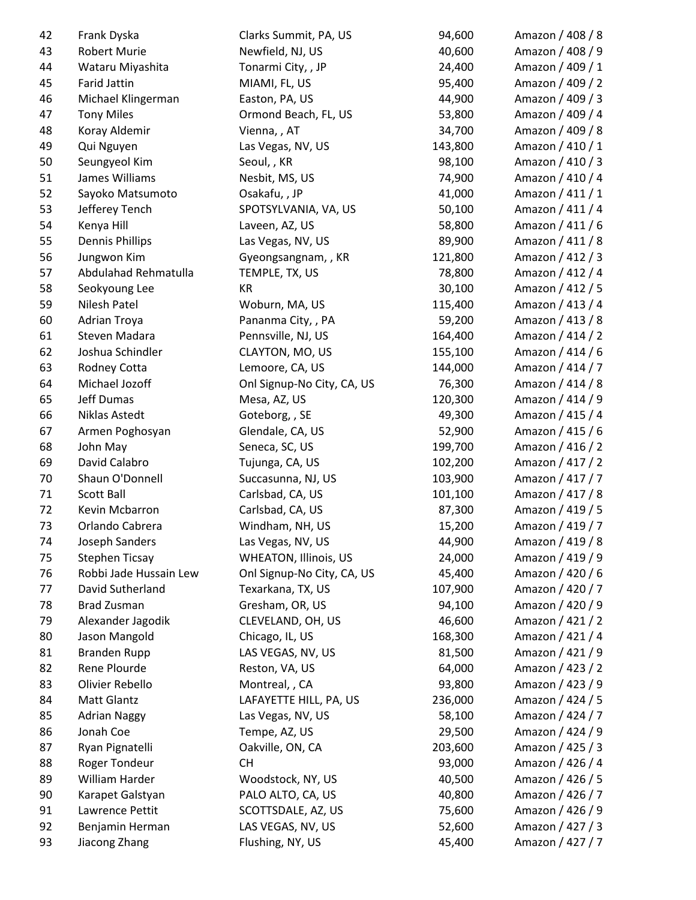| | | | | |
|---|---|---|---|---|
| 42 | Frank Dyska | Clarks Summit, PA, US | 94,600 | Amazon / 408 / 8 |
| 43 | Robert Murie | Newfield, NJ, US | 40,600 | Amazon / 408 / 9 |
| 44 | Wataru Miyashita | Tonarmi City, , JP | 24,400 | Amazon / 409 / 1 |
| 45 | Farid Jattin | MIAMI, FL, US | 95,400 | Amazon / 409 / 2 |
| 46 | Michael Klingerman | Easton, PA, US | 44,900 | Amazon / 409 / 3 |
| 47 | Tony Miles | Ormond Beach, FL, US | 53,800 | Amazon / 409 / 4 |
| 48 | Koray Aldemir | Vienna, , AT | 34,700 | Amazon / 409 / 8 |
| 49 | Qui Nguyen | Las Vegas, NV, US | 143,800 | Amazon / 410 / 1 |
| 50 | Seungyeol Kim | Seoul, , KR | 98,100 | Amazon / 410 / 3 |
| 51 | James Williams | Nesbit, MS, US | 74,900 | Amazon / 410 / 4 |
| 52 | Sayoko Matsumoto | Osakafu, , JP | 41,000 | Amazon / 411 / 1 |
| 53 | Jefferey Tench | SPOTSYLVANIA, VA, US | 50,100 | Amazon / 411 / 4 |
| 54 | Kenya Hill | Laveen, AZ, US | 58,800 | Amazon / 411 / 6 |
| 55 | Dennis Phillips | Las Vegas, NV, US | 89,900 | Amazon / 411 / 8 |
| 56 | Jungwon Kim | Gyeongsangnam, , KR | 121,800 | Amazon / 412 / 3 |
| 57 | Abdulahad Rehmatulla | TEMPLE, TX, US | 78,800 | Amazon / 412 / 4 |
| 58 | Seokyoung Lee | KR | 30,100 | Amazon / 412 / 5 |
| 59 | Nilesh Patel | Woburn, MA, US | 115,400 | Amazon / 413 / 4 |
| 60 | Adrian Troya | Pananma City, , PA | 59,200 | Amazon / 413 / 8 |
| 61 | Steven Madara | Pennsville, NJ, US | 164,400 | Amazon / 414 / 2 |
| 62 | Joshua Schindler | CLAYTON, MO, US | 155,100 | Amazon / 414 / 6 |
| 63 | Rodney Cotta | Lemoore, CA, US | 144,000 | Amazon / 414 / 7 |
| 64 | Michael Jozoff | Onl Signup-No City, CA, US | 76,300 | Amazon / 414 / 8 |
| 65 | Jeff Dumas | Mesa, AZ, US | 120,300 | Amazon / 414 / 9 |
| 66 | Niklas Astedt | Goteborg, , SE | 49,300 | Amazon / 415 / 4 |
| 67 | Armen Poghosyan | Glendale, CA, US | 52,900 | Amazon / 415 / 6 |
| 68 | John May | Seneca, SC, US | 199,700 | Amazon / 416 / 2 |
| 69 | David Calabro | Tujunga, CA, US | 102,200 | Amazon / 417 / 2 |
| 70 | Shaun O'Donnell | Succasunna, NJ, US | 103,900 | Amazon / 417 / 7 |
| 71 | Scott Ball | Carlsbad, CA, US | 101,100 | Amazon / 417 / 8 |
| 72 | Kevin Mcbarron | Carlsbad, CA, US | 87,300 | Amazon / 419 / 5 |
| 73 | Orlando Cabrera | Windham, NH, US | 15,200 | Amazon / 419 / 7 |
| 74 | Joseph Sanders | Las Vegas, NV, US | 44,900 | Amazon / 419 / 8 |
| 75 | Stephen Ticsay | WHEATON, Illinois, US | 24,000 | Amazon / 419 / 9 |
| 76 | Robbi Jade Hussain Lew | Onl Signup-No City, CA, US | 45,400 | Amazon / 420 / 6 |
| 77 | David Sutherland | Texarkana, TX, US | 107,900 | Amazon / 420 / 7 |
| 78 | Brad Zusman | Gresham, OR, US | 94,100 | Amazon / 420 / 9 |
| 79 | Alexander Jagodik | CLEVELAND, OH, US | 46,600 | Amazon / 421 / 2 |
| 80 | Jason Mangold | Chicago, IL, US | 168,300 | Amazon / 421 / 4 |
| 81 | Branden Rupp | LAS VEGAS, NV, US | 81,500 | Amazon / 421 / 9 |
| 82 | Rene Plourde | Reston, VA, US | 64,000 | Amazon / 423 / 2 |
| 83 | Olivier Rebello | Montreal, , CA | 93,800 | Amazon / 423 / 9 |
| 84 | Matt Glantz | LAFAYETTE HILL, PA, US | 236,000 | Amazon / 424 / 5 |
| 85 | Adrian Naggy | Las Vegas, NV, US | 58,100 | Amazon / 424 / 7 |
| 86 | Jonah Coe | Tempe, AZ, US | 29,500 | Amazon / 424 / 9 |
| 87 | Ryan Pignatelli | Oakville, ON, CA | 203,600 | Amazon / 425 / 3 |
| 88 | Roger Tondeur | CH | 93,000 | Amazon / 426 / 4 |
| 89 | William Harder | Woodstock, NY, US | 40,500 | Amazon / 426 / 5 |
| 90 | Karapet Galstyan | PALO ALTO, CA, US | 40,800 | Amazon / 426 / 7 |
| 91 | Lawrence Pettit | SCOTTSDALE, AZ, US | 75,600 | Amazon / 426 / 9 |
| 92 | Benjamin Herman | LAS VEGAS, NV, US | 52,600 | Amazon / 427 / 3 |
| 93 | Jiacong Zhang | Flushing, NY, US | 45,400 | Amazon / 427 / 7 |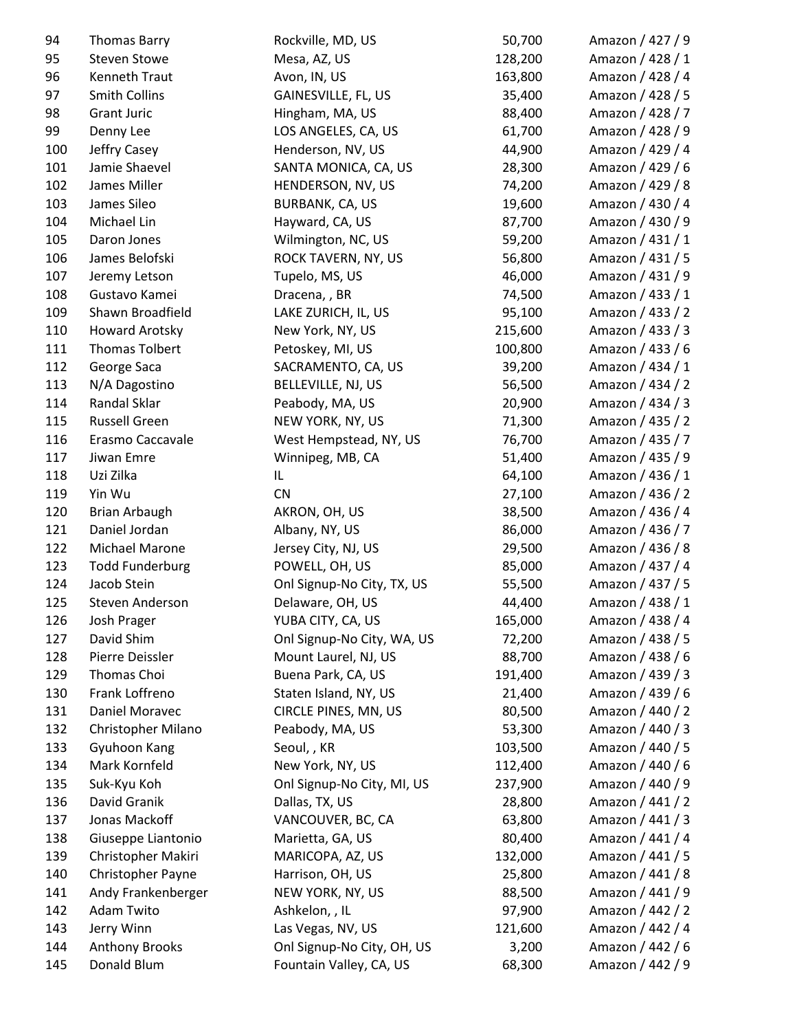| | | | | |
|---|---|---|---|---|
| 94 | Thomas Barry | Rockville, MD, US | 50,700 | Amazon / 427 / 9 |
| 95 | Steven Stowe | Mesa, AZ, US | 128,200 | Amazon / 428 / 1 |
| 96 | Kenneth Traut | Avon, IN, US | 163,800 | Amazon / 428 / 4 |
| 97 | Smith Collins | GAINESVILLE, FL, US | 35,400 | Amazon / 428 / 5 |
| 98 | Grant Juric | Hingham, MA, US | 88,400 | Amazon / 428 / 7 |
| 99 | Denny Lee | LOS ANGELES, CA, US | 61,700 | Amazon / 428 / 9 |
| 100 | Jeffry Casey | Henderson, NV, US | 44,900 | Amazon / 429 / 4 |
| 101 | Jamie Shaevel | SANTA MONICA, CA, US | 28,300 | Amazon / 429 / 6 |
| 102 | James Miller | HENDERSON, NV, US | 74,200 | Amazon / 429 / 8 |
| 103 | James Sileo | BURBANK, CA, US | 19,600 | Amazon / 430 / 4 |
| 104 | Michael Lin | Hayward, CA, US | 87,700 | Amazon / 430 / 9 |
| 105 | Daron Jones | Wilmington, NC, US | 59,200 | Amazon / 431 / 1 |
| 106 | James Belofski | ROCK TAVERN, NY, US | 56,800 | Amazon / 431 / 5 |
| 107 | Jeremy Letson | Tupelo, MS, US | 46,000 | Amazon / 431 / 9 |
| 108 | Gustavo Kamei | Dracena, , BR | 74,500 | Amazon / 433 / 1 |
| 109 | Shawn Broadfield | LAKE ZURICH, IL, US | 95,100 | Amazon / 433 / 2 |
| 110 | Howard Arotsky | New York, NY, US | 215,600 | Amazon / 433 / 3 |
| 111 | Thomas Tolbert | Petoskey, MI, US | 100,800 | Amazon / 433 / 6 |
| 112 | George Saca | SACRAMENTO, CA, US | 39,200 | Amazon / 434 / 1 |
| 113 | N/A Dagostino | BELLEVILLE, NJ, US | 56,500 | Amazon / 434 / 2 |
| 114 | Randal Sklar | Peabody, MA, US | 20,900 | Amazon / 434 / 3 |
| 115 | Russell Green | NEW YORK, NY, US | 71,300 | Amazon / 435 / 2 |
| 116 | Erasmo Caccavale | West Hempstead, NY, US | 76,700 | Amazon / 435 / 7 |
| 117 | Jiwan Emre | Winnipeg, MB, CA | 51,400 | Amazon / 435 / 9 |
| 118 | Uzi Zilka | IL | 64,100 | Amazon / 436 / 1 |
| 119 | Yin Wu | CN | 27,100 | Amazon / 436 / 2 |
| 120 | Brian Arbaugh | AKRON, OH, US | 38,500 | Amazon / 436 / 4 |
| 121 | Daniel Jordan | Albany, NY, US | 86,000 | Amazon / 436 / 7 |
| 122 | Michael Marone | Jersey City, NJ, US | 29,500 | Amazon / 436 / 8 |
| 123 | Todd Funderburg | POWELL, OH, US | 85,000 | Amazon / 437 / 4 |
| 124 | Jacob Stein | Onl Signup-No City, TX, US | 55,500 | Amazon / 437 / 5 |
| 125 | Steven Anderson | Delaware, OH, US | 44,400 | Amazon / 438 / 1 |
| 126 | Josh Prager | YUBA CITY, CA, US | 165,000 | Amazon / 438 / 4 |
| 127 | David Shim | Onl Signup-No City, WA, US | 72,200 | Amazon / 438 / 5 |
| 128 | Pierre Deissler | Mount Laurel, NJ, US | 88,700 | Amazon / 438 / 6 |
| 129 | Thomas Choi | Buena Park, CA, US | 191,400 | Amazon / 439 / 3 |
| 130 | Frank Loffreno | Staten Island, NY, US | 21,400 | Amazon / 439 / 6 |
| 131 | Daniel Moravec | CIRCLE PINES, MN, US | 80,500 | Amazon / 440 / 2 |
| 132 | Christopher Milano | Peabody, MA, US | 53,300 | Amazon / 440 / 3 |
| 133 | Gyuhoon Kang | Seoul, , KR | 103,500 | Amazon / 440 / 5 |
| 134 | Mark Kornfeld | New York, NY, US | 112,400 | Amazon / 440 / 6 |
| 135 | Suk-Kyu Koh | Onl Signup-No City, MI, US | 237,900 | Amazon / 440 / 9 |
| 136 | David Granik | Dallas, TX, US | 28,800 | Amazon / 441 / 2 |
| 137 | Jonas Mackoff | VANCOUVER, BC, CA | 63,800 | Amazon / 441 / 3 |
| 138 | Giuseppe Liantonio | Marietta, GA, US | 80,400 | Amazon / 441 / 4 |
| 139 | Christopher Makiri | MARICOPA, AZ, US | 132,000 | Amazon / 441 / 5 |
| 140 | Christopher Payne | Harrison, OH, US | 25,800 | Amazon / 441 / 8 |
| 141 | Andy Frankenberger | NEW YORK, NY, US | 88,500 | Amazon / 441 / 9 |
| 142 | Adam Twito | Ashkelon, , IL | 97,900 | Amazon / 442 / 2 |
| 143 | Jerry Winn | Las Vegas, NV, US | 121,600 | Amazon / 442 / 4 |
| 144 | Anthony Brooks | Onl Signup-No City, OH, US | 3,200 | Amazon / 442 / 6 |
| 145 | Donald Blum | Fountain Valley, CA, US | 68,300 | Amazon / 442 / 9 |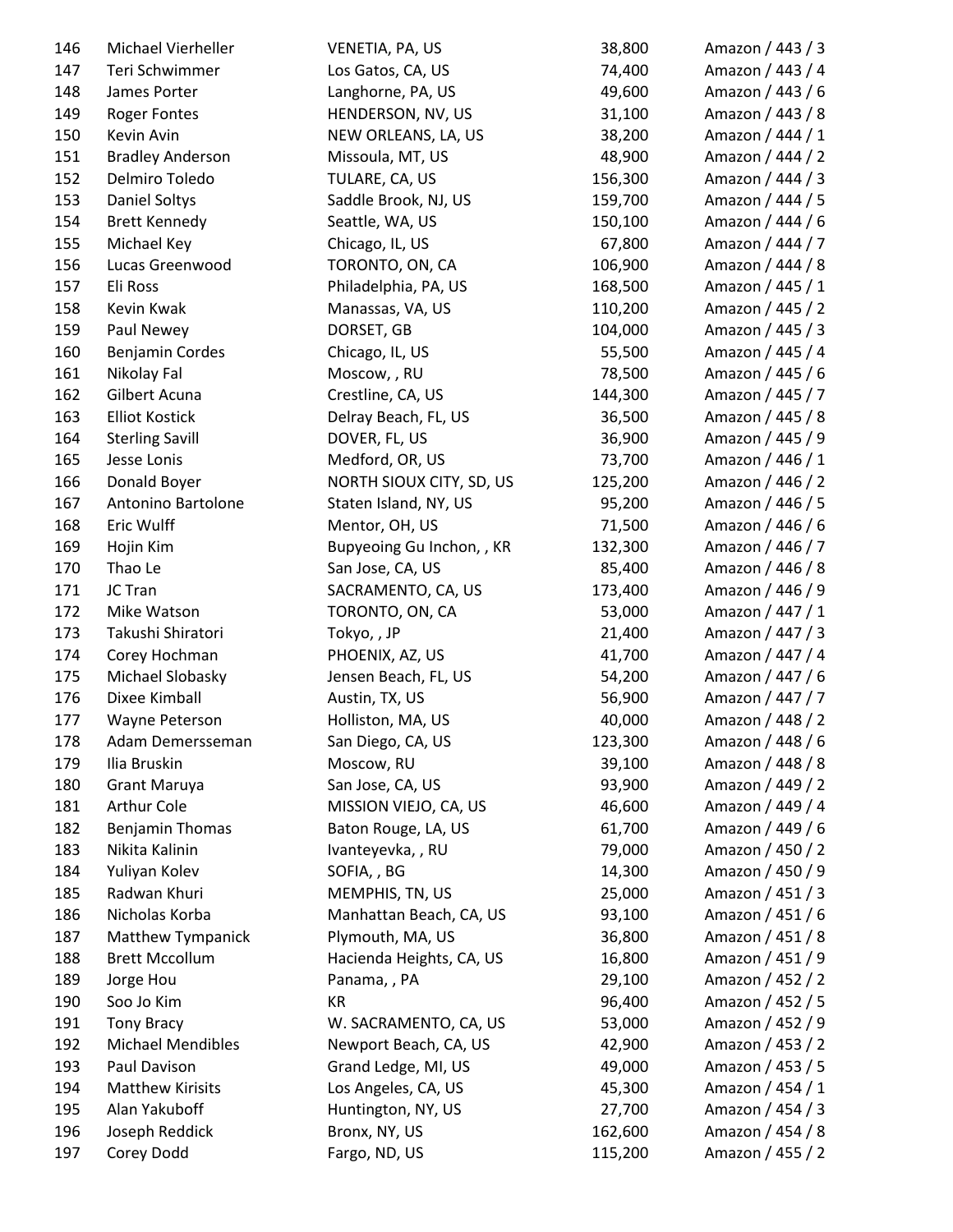| | | | | |
|---|---|---|---|---|
| 146 | Michael Vierheller | VENETIA, PA, US | 38,800 | Amazon / 443 / 3 |
| 147 | Teri Schwimmer | Los Gatos, CA, US | 74,400 | Amazon / 443 / 4 |
| 148 | James Porter | Langhorne, PA, US | 49,600 | Amazon / 443 / 6 |
| 149 | Roger Fontes | HENDERSON, NV, US | 31,100 | Amazon / 443 / 8 |
| 150 | Kevin Avin | NEW ORLEANS, LA, US | 38,200 | Amazon / 444 / 1 |
| 151 | Bradley Anderson | Missoula, MT, US | 48,900 | Amazon / 444 / 2 |
| 152 | Delmiro Toledo | TULARE, CA, US | 156,300 | Amazon / 444 / 3 |
| 153 | Daniel Soltys | Saddle Brook, NJ, US | 159,700 | Amazon / 444 / 5 |
| 154 | Brett Kennedy | Seattle, WA, US | 150,100 | Amazon / 444 / 6 |
| 155 | Michael Key | Chicago, IL, US | 67,800 | Amazon / 444 / 7 |
| 156 | Lucas Greenwood | TORONTO, ON, CA | 106,900 | Amazon / 444 / 8 |
| 157 | Eli Ross | Philadelphia, PA, US | 168,500 | Amazon / 445 / 1 |
| 158 | Kevin Kwak | Manassas, VA, US | 110,200 | Amazon / 445 / 2 |
| 159 | Paul Newey | DORSET, GB | 104,000 | Amazon / 445 / 3 |
| 160 | Benjamin Cordes | Chicago, IL, US | 55,500 | Amazon / 445 / 4 |
| 161 | Nikolay Fal | Moscow, , RU | 78,500 | Amazon / 445 / 6 |
| 162 | Gilbert Acuna | Crestline, CA, US | 144,300 | Amazon / 445 / 7 |
| 163 | Elliot Kostick | Delray Beach, FL, US | 36,500 | Amazon / 445 / 8 |
| 164 | Sterling Savill | DOVER, FL, US | 36,900 | Amazon / 445 / 9 |
| 165 | Jesse Lonis | Medford, OR, US | 73,700 | Amazon / 446 / 1 |
| 166 | Donald Boyer | NORTH SIOUX CITY, SD, US | 125,200 | Amazon / 446 / 2 |
| 167 | Antonino Bartolone | Staten Island, NY, US | 95,200 | Amazon / 446 / 5 |
| 168 | Eric Wulff | Mentor, OH, US | 71,500 | Amazon / 446 / 6 |
| 169 | Hojin Kim | Bupyeoing Gu Inchon, , KR | 132,300 | Amazon / 446 / 7 |
| 170 | Thao Le | San Jose, CA, US | 85,400 | Amazon / 446 / 8 |
| 171 | JC Tran | SACRAMENTO, CA, US | 173,400 | Amazon / 446 / 9 |
| 172 | Mike Watson | TORONTO, ON, CA | 53,000 | Amazon / 447 / 1 |
| 173 | Takushi Shiratori | Tokyo, , JP | 21,400 | Amazon / 447 / 3 |
| 174 | Corey Hochman | PHOENIX, AZ, US | 41,700 | Amazon / 447 / 4 |
| 175 | Michael Slobasky | Jensen Beach, FL, US | 54,200 | Amazon / 447 / 6 |
| 176 | Dixee Kimball | Austin, TX, US | 56,900 | Amazon / 447 / 7 |
| 177 | Wayne Peterson | Holliston, MA, US | 40,000 | Amazon / 448 / 2 |
| 178 | Adam Demersseman | San Diego, CA, US | 123,300 | Amazon / 448 / 6 |
| 179 | Ilia Bruskin | Moscow, RU | 39,100 | Amazon / 448 / 8 |
| 180 | Grant Maruya | San Jose, CA, US | 93,900 | Amazon / 449 / 2 |
| 181 | Arthur Cole | MISSION VIEJO, CA, US | 46,600 | Amazon / 449 / 4 |
| 182 | Benjamin Thomas | Baton Rouge, LA, US | 61,700 | Amazon / 449 / 6 |
| 183 | Nikita Kalinin | Ivanteyevka, , RU | 79,000 | Amazon / 450 / 2 |
| 184 | Yuliyan Kolev | SOFIA, , BG | 14,300 | Amazon / 450 / 9 |
| 185 | Radwan Khuri | MEMPHIS, TN, US | 25,000 | Amazon / 451 / 3 |
| 186 | Nicholas Korba | Manhattan Beach, CA, US | 93,100 | Amazon / 451 / 6 |
| 187 | Matthew Tympanick | Plymouth, MA, US | 36,800 | Amazon / 451 / 8 |
| 188 | Brett Mccollum | Hacienda Heights, CA, US | 16,800 | Amazon / 451 / 9 |
| 189 | Jorge Hou | Panama, , PA | 29,100 | Amazon / 452 / 2 |
| 190 | Soo Jo Kim | KR | 96,400 | Amazon / 452 / 5 |
| 191 | Tony Bracy | W. SACRAMENTO, CA, US | 53,000 | Amazon / 452 / 9 |
| 192 | Michael Mendibles | Newport Beach, CA, US | 42,900 | Amazon / 453 / 2 |
| 193 | Paul Davison | Grand Ledge, MI, US | 49,000 | Amazon / 453 / 5 |
| 194 | Matthew Kirisits | Los Angeles, CA, US | 45,300 | Amazon / 454 / 1 |
| 195 | Alan Yakuboff | Huntington, NY, US | 27,700 | Amazon / 454 / 3 |
| 196 | Joseph Reddick | Bronx, NY, US | 162,600 | Amazon / 454 / 8 |
| 197 | Corey Dodd | Fargo, ND, US | 115,200 | Amazon / 455 / 2 |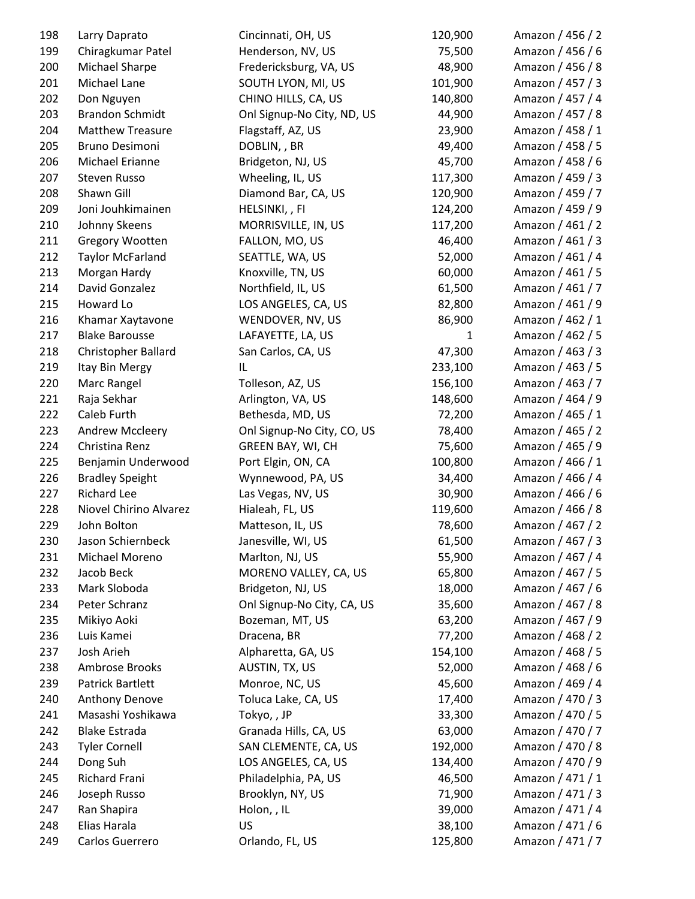| | | | | |
|---|---|---|---|---|
| 198 | Larry Daprato | Cincinnati, OH, US | 120,900 | Amazon / 456 / 2 |
| 199 | Chiragkumar Patel | Henderson, NV, US | 75,500 | Amazon / 456 / 6 |
| 200 | Michael Sharpe | Fredericksburg, VA, US | 48,900 | Amazon / 456 / 8 |
| 201 | Michael Lane | SOUTH LYON, MI, US | 101,900 | Amazon / 457 / 3 |
| 202 | Don Nguyen | CHINO HILLS, CA, US | 140,800 | Amazon / 457 / 4 |
| 203 | Brandon Schmidt | Onl Signup-No City, ND, US | 44,900 | Amazon / 457 / 8 |
| 204 | Matthew Treasure | Flagstaff, AZ, US | 23,900 | Amazon / 458 / 1 |
| 205 | Bruno Desimoni | DOBLIN, , BR | 49,400 | Amazon / 458 / 5 |
| 206 | Michael Erianne | Bridgeton, NJ, US | 45,700 | Amazon / 458 / 6 |
| 207 | Steven Russo | Wheeling, IL, US | 117,300 | Amazon / 459 / 3 |
| 208 | Shawn Gill | Diamond Bar, CA, US | 120,900 | Amazon / 459 / 7 |
| 209 | Joni Jouhkimainen | HELSINKI, , FI | 124,200 | Amazon / 459 / 9 |
| 210 | Johnny Skeens | MORRISVILLE, IN, US | 117,200 | Amazon / 461 / 2 |
| 211 | Gregory Wootten | FALLON, MO, US | 46,400 | Amazon / 461 / 3 |
| 212 | Taylor McFarland | SEATTLE, WA, US | 52,000 | Amazon / 461 / 4 |
| 213 | Morgan Hardy | Knoxville, TN, US | 60,000 | Amazon / 461 / 5 |
| 214 | David Gonzalez | Northfield, IL, US | 61,500 | Amazon / 461 / 7 |
| 215 | Howard Lo | LOS ANGELES, CA, US | 82,800 | Amazon / 461 / 9 |
| 216 | Khamar Xaytavone | WENDOVER, NV, US | 86,900 | Amazon / 462 / 1 |
| 217 | Blake Barousse | LAFAYETTE, LA, US | 1 | Amazon / 462 / 5 |
| 218 | Christopher Ballard | San Carlos, CA, US | 47,300 | Amazon / 463 / 3 |
| 219 | Itay Bin Mergy | IL | 233,100 | Amazon / 463 / 5 |
| 220 | Marc Rangel | Tolleson, AZ, US | 156,100 | Amazon / 463 / 7 |
| 221 | Raja Sekhar | Arlington, VA, US | 148,600 | Amazon / 464 / 9 |
| 222 | Caleb Furth | Bethesda, MD, US | 72,200 | Amazon / 465 / 1 |
| 223 | Andrew Mccleery | Onl Signup-No City, CO, US | 78,400 | Amazon / 465 / 2 |
| 224 | Christina Renz | GREEN BAY, WI, CH | 75,600 | Amazon / 465 / 9 |
| 225 | Benjamin Underwood | Port Elgin, ON, CA | 100,800 | Amazon / 466 / 1 |
| 226 | Bradley Speight | Wynnewood, PA, US | 34,400 | Amazon / 466 / 4 |
| 227 | Richard Lee | Las Vegas, NV, US | 30,900 | Amazon / 466 / 6 |
| 228 | Niovel Chirino Alvarez | Hialeah, FL, US | 119,600 | Amazon / 466 / 8 |
| 229 | John Bolton | Matteson, IL, US | 78,600 | Amazon / 467 / 2 |
| 230 | Jason Schiernbeck | Janesville, WI, US | 61,500 | Amazon / 467 / 3 |
| 231 | Michael Moreno | Marlton, NJ, US | 55,900 | Amazon / 467 / 4 |
| 232 | Jacob Beck | MORENO VALLEY, CA, US | 65,800 | Amazon / 467 / 5 |
| 233 | Mark Sloboda | Bridgeton, NJ, US | 18,000 | Amazon / 467 / 6 |
| 234 | Peter Schranz | Onl Signup-No City, CA, US | 35,600 | Amazon / 467 / 8 |
| 235 | Mikiyo Aoki | Bozeman, MT, US | 63,200 | Amazon / 467 / 9 |
| 236 | Luis Kamei | Dracena, BR | 77,200 | Amazon / 468 / 2 |
| 237 | Josh Arieh | Alpharetta, GA, US | 154,100 | Amazon / 468 / 5 |
| 238 | Ambrose Brooks | AUSTIN, TX, US | 52,000 | Amazon / 468 / 6 |
| 239 | Patrick Bartlett | Monroe, NC, US | 45,600 | Amazon / 469 / 4 |
| 240 | Anthony Denove | Toluca Lake, CA, US | 17,400 | Amazon / 470 / 3 |
| 241 | Masashi Yoshikawa | Tokyo, , JP | 33,300 | Amazon / 470 / 5 |
| 242 | Blake Estrada | Granada Hills, CA, US | 63,000 | Amazon / 470 / 7 |
| 243 | Tyler Cornell | SAN CLEMENTE, CA, US | 192,000 | Amazon / 470 / 8 |
| 244 | Dong Suh | LOS ANGELES, CA, US | 134,400 | Amazon / 470 / 9 |
| 245 | Richard Frani | Philadelphia, PA, US | 46,500 | Amazon / 471 / 1 |
| 246 | Joseph Russo | Brooklyn, NY, US | 71,900 | Amazon / 471 / 3 |
| 247 | Ran Shapira | Holon, , IL | 39,000 | Amazon / 471 / 4 |
| 248 | Elias Harala | US | 38,100 | Amazon / 471 / 6 |
| 249 | Carlos Guerrero | Orlando, FL, US | 125,800 | Amazon / 471 / 7 |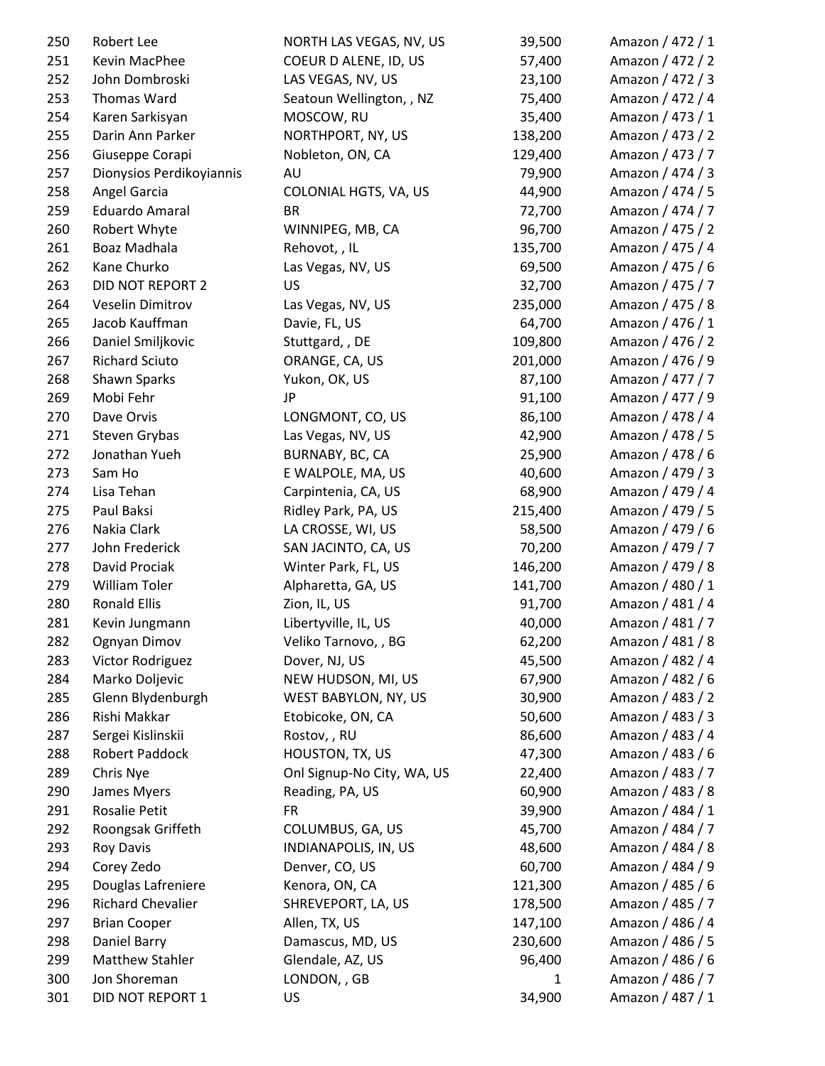| | | | | |
|---|---|---|---|---|
| 250 | Robert Lee | NORTH LAS VEGAS, NV, US | 39,500 | Amazon / 472 / 1 |
| 251 | Kevin MacPhee | COEUR D ALENE, ID, US | 57,400 | Amazon / 472 / 2 |
| 252 | John Dombroski | LAS VEGAS, NV, US | 23,100 | Amazon / 472 / 3 |
| 253 | Thomas Ward | Seatoun Wellington, , NZ | 75,400 | Amazon / 472 / 4 |
| 254 | Karen Sarkisyan | MOSCOW, RU | 35,400 | Amazon / 473 / 1 |
| 255 | Darin Ann Parker | NORTHPORT, NY, US | 138,200 | Amazon / 473 / 2 |
| 256 | Giuseppe Corapi | Nobleton, ON, CA | 129,400 | Amazon / 473 / 7 |
| 257 | Dionysios Perdikoyiannis | AU | 79,900 | Amazon / 474 / 3 |
| 258 | Angel Garcia | COLONIAL HGTS, VA, US | 44,900 | Amazon / 474 / 5 |
| 259 | Eduardo Amaral | BR | 72,700 | Amazon / 474 / 7 |
| 260 | Robert Whyte | WINNIPEG, MB, CA | 96,700 | Amazon / 475 / 2 |
| 261 | Boaz Madhala | Rehovot, , IL | 135,700 | Amazon / 475 / 4 |
| 262 | Kane Churko | Las Vegas, NV, US | 69,500 | Amazon / 475 / 6 |
| 263 | DID NOT REPORT 2 | US | 32,700 | Amazon / 475 / 7 |
| 264 | Veselin Dimitrov | Las Vegas, NV, US | 235,000 | Amazon / 475 / 8 |
| 265 | Jacob Kauffman | Davie, FL, US | 64,700 | Amazon / 476 / 1 |
| 266 | Daniel Smiljkovic | Stuttgard, , DE | 109,800 | Amazon / 476 / 2 |
| 267 | Richard Sciuto | ORANGE, CA, US | 201,000 | Amazon / 476 / 9 |
| 268 | Shawn Sparks | Yukon, OK, US | 87,100 | Amazon / 477 / 7 |
| 269 | Mobi Fehr | JP | 91,100 | Amazon / 477 / 9 |
| 270 | Dave Orvis | LONGMONT, CO, US | 86,100 | Amazon / 478 / 4 |
| 271 | Steven Grybas | Las Vegas, NV, US | 42,900 | Amazon / 478 / 5 |
| 272 | Jonathan Yueh | BURNABY, BC, CA | 25,900 | Amazon / 478 / 6 |
| 273 | Sam Ho | E WALPOLE, MA, US | 40,600 | Amazon / 479 / 3 |
| 274 | Lisa Tehan | Carpintenia, CA, US | 68,900 | Amazon / 479 / 4 |
| 275 | Paul Baksi | Ridley Park, PA, US | 215,400 | Amazon / 479 / 5 |
| 276 | Nakia Clark | LA CROSSE, WI, US | 58,500 | Amazon / 479 / 6 |
| 277 | John Frederick | SAN JACINTO, CA, US | 70,200 | Amazon / 479 / 7 |
| 278 | David Prociak | Winter Park, FL, US | 146,200 | Amazon / 479 / 8 |
| 279 | William Toler | Alpharetta, GA, US | 141,700 | Amazon / 480 / 1 |
| 280 | Ronald Ellis | Zion, IL, US | 91,700 | Amazon / 481 / 4 |
| 281 | Kevin Jungmann | Libertyville, IL, US | 40,000 | Amazon / 481 / 7 |
| 282 | Ognyan Dimov | Veliko Tarnovo, , BG | 62,200 | Amazon / 481 / 8 |
| 283 | Victor Rodriguez | Dover, NJ, US | 45,500 | Amazon / 482 / 4 |
| 284 | Marko Doljevic | NEW HUDSON, MI, US | 67,900 | Amazon / 482 / 6 |
| 285 | Glenn Blydenburgh | WEST BABYLON, NY, US | 30,900 | Amazon / 483 / 2 |
| 286 | Rishi Makkar | Etobicoke, ON, CA | 50,600 | Amazon / 483 / 3 |
| 287 | Sergei Kislinskii | Rostov, , RU | 86,600 | Amazon / 483 / 4 |
| 288 | Robert Paddock | HOUSTON, TX, US | 47,300 | Amazon / 483 / 6 |
| 289 | Chris Nye | Onl Signup-No City, WA, US | 22,400 | Amazon / 483 / 7 |
| 290 | James Myers | Reading, PA, US | 60,900 | Amazon / 483 / 8 |
| 291 | Rosalie Petit | FR | 39,900 | Amazon / 484 / 1 |
| 292 | Roongsak Griffeth | COLUMBUS, GA, US | 45,700 | Amazon / 484 / 7 |
| 293 | Roy Davis | INDIANAPOLIS, IN, US | 48,600 | Amazon / 484 / 8 |
| 294 | Corey Zedo | Denver, CO, US | 60,700 | Amazon / 484 / 9 |
| 295 | Douglas Lafreniere | Kenora, ON, CA | 121,300 | Amazon / 485 / 6 |
| 296 | Richard Chevalier | SHREVEPORT, LA, US | 178,500 | Amazon / 485 / 7 |
| 297 | Brian Cooper | Allen, TX, US | 147,100 | Amazon / 486 / 4 |
| 298 | Daniel Barry | Damascus, MD, US | 230,600 | Amazon / 486 / 5 |
| 299 | Matthew Stahler | Glendale, AZ, US | 96,400 | Amazon / 486 / 6 |
| 300 | Jon Shoreman | LONDON, , GB | 1 | Amazon / 486 / 7 |
| 301 | DID NOT REPORT 1 | US | 34,900 | Amazon / 487 / 1 |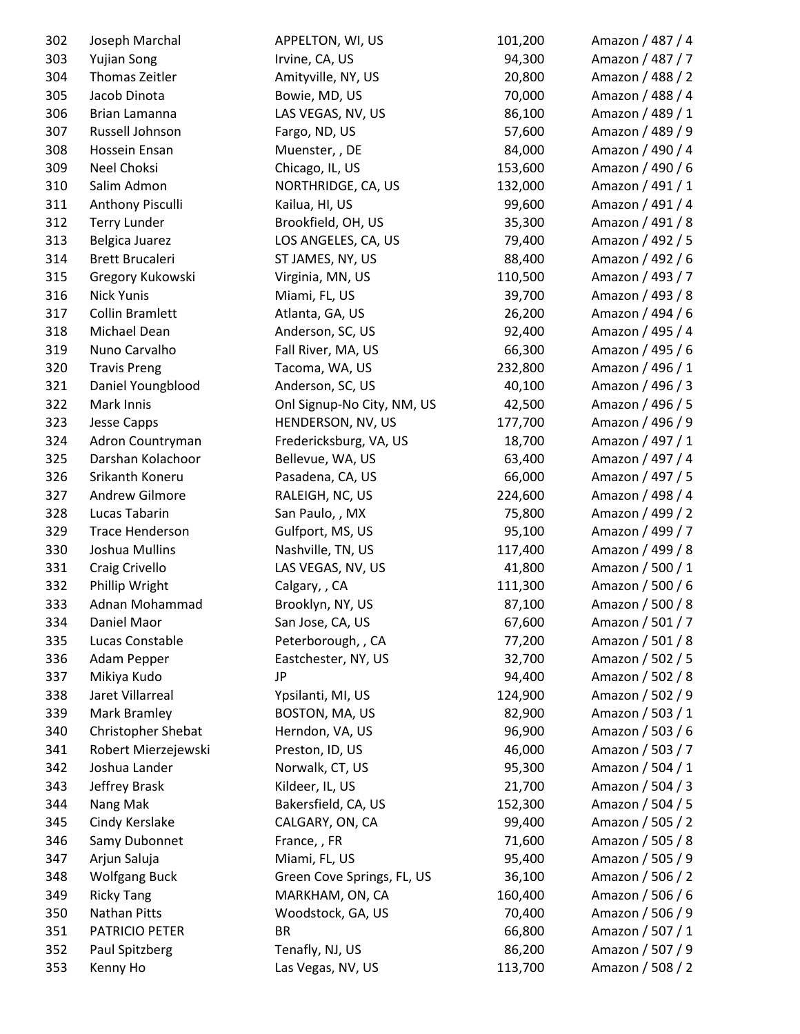| | | | | |
|---|---|---|---|---|
| 302 | Joseph Marchal | APPELTON, WI, US | 101,200 | Amazon / 487 / 4 |
| 303 | Yujian Song | Irvine, CA, US | 94,300 | Amazon / 487 / 7 |
| 304 | Thomas Zeitler | Amityville, NY, US | 20,800 | Amazon / 488 / 2 |
| 305 | Jacob Dinota | Bowie, MD, US | 70,000 | Amazon / 488 / 4 |
| 306 | Brian Lamanna | LAS VEGAS, NV, US | 86,100 | Amazon / 489 / 1 |
| 307 | Russell Johnson | Fargo, ND, US | 57,600 | Amazon / 489 / 9 |
| 308 | Hossein Ensan | Muenster, , DE | 84,000 | Amazon / 490 / 4 |
| 309 | Neel Choksi | Chicago, IL, US | 153,600 | Amazon / 490 / 6 |
| 310 | Salim Admon | NORTHRIDGE, CA, US | 132,000 | Amazon / 491 / 1 |
| 311 | Anthony Pisculli | Kailua, HI, US | 99,600 | Amazon / 491 / 4 |
| 312 | Terry Lunder | Brookfield, OH, US | 35,300 | Amazon / 491 / 8 |
| 313 | Belgica Juarez | LOS ANGELES, CA, US | 79,400 | Amazon / 492 / 5 |
| 314 | Brett Brucaleri | ST JAMES, NY, US | 88,400 | Amazon / 492 / 6 |
| 315 | Gregory Kukowski | Virginia, MN, US | 110,500 | Amazon / 493 / 7 |
| 316 | Nick Yunis | Miami, FL, US | 39,700 | Amazon / 493 / 8 |
| 317 | Collin Bramlett | Atlanta, GA, US | 26,200 | Amazon / 494 / 6 |
| 318 | Michael Dean | Anderson, SC, US | 92,400 | Amazon / 495 / 4 |
| 319 | Nuno Carvalho | Fall River, MA, US | 66,300 | Amazon / 495 / 6 |
| 320 | Travis Preng | Tacoma, WA, US | 232,800 | Amazon / 496 / 1 |
| 321 | Daniel Youngblood | Anderson, SC, US | 40,100 | Amazon / 496 / 3 |
| 322 | Mark Innis | Onl Signup-No City, NM, US | 42,500 | Amazon / 496 / 5 |
| 323 | Jesse Capps | HENDERSON, NV, US | 177,700 | Amazon / 496 / 9 |
| 324 | Adron Countryman | Fredericksburg, VA, US | 18,700 | Amazon / 497 / 1 |
| 325 | Darshan Kolachoor | Bellevue, WA, US | 63,400 | Amazon / 497 / 4 |
| 326 | Srikanth Koneru | Pasadena, CA, US | 66,000 | Amazon / 497 / 5 |
| 327 | Andrew Gilmore | RALEIGH, NC, US | 224,600 | Amazon / 498 / 4 |
| 328 | Lucas Tabarin | San Paulo, , MX | 75,800 | Amazon / 499 / 2 |
| 329 | Trace Henderson | Gulfport, MS, US | 95,100 | Amazon / 499 / 7 |
| 330 | Joshua Mullins | Nashville, TN, US | 117,400 | Amazon / 499 / 8 |
| 331 | Craig Crivello | LAS VEGAS, NV, US | 41,800 | Amazon / 500 / 1 |
| 332 | Phillip Wright | Calgary, , CA | 111,300 | Amazon / 500 / 6 |
| 333 | Adnan Mohammad | Brooklyn, NY, US | 87,100 | Amazon / 500 / 8 |
| 334 | Daniel Maor | San Jose, CA, US | 67,600 | Amazon / 501 / 7 |
| 335 | Lucas Constable | Peterborough, , CA | 77,200 | Amazon / 501 / 8 |
| 336 | Adam Pepper | Eastchester, NY, US | 32,700 | Amazon / 502 / 5 |
| 337 | Mikiya Kudo | JP | 94,400 | Amazon / 502 / 8 |
| 338 | Jaret Villarreal | Ypsilanti, MI, US | 124,900 | Amazon / 502 / 9 |
| 339 | Mark Bramley | BOSTON, MA, US | 82,900 | Amazon / 503 / 1 |
| 340 | Christopher Shebat | Herndon, VA, US | 96,900 | Amazon / 503 / 6 |
| 341 | Robert Mierzejewski | Preston, ID, US | 46,000 | Amazon / 503 / 7 |
| 342 | Joshua Lander | Norwalk, CT, US | 95,300 | Amazon / 504 / 1 |
| 343 | Jeffrey Brask | Kildeer, IL, US | 21,700 | Amazon / 504 / 3 |
| 344 | Nang Mak | Bakersfield, CA, US | 152,300 | Amazon / 504 / 5 |
| 345 | Cindy Kerslake | CALGARY, ON, CA | 99,400 | Amazon / 505 / 2 |
| 346 | Samy Dubonnet | France, , FR | 71,600 | Amazon / 505 / 8 |
| 347 | Arjun Saluja | Miami, FL, US | 95,400 | Amazon / 505 / 9 |
| 348 | Wolfgang Buck | Green Cove Springs, FL, US | 36,100 | Amazon / 506 / 2 |
| 349 | Ricky Tang | MARKHAM, ON, CA | 160,400 | Amazon / 506 / 6 |
| 350 | Nathan Pitts | Woodstock, GA, US | 70,400 | Amazon / 506 / 9 |
| 351 | PATRICIO PETER | BR | 66,800 | Amazon / 507 / 1 |
| 352 | Paul Spitzberg | Tenafly, NJ, US | 86,200 | Amazon / 507 / 9 |
| 353 | Kenny Ho | Las Vegas, NV, US | 113,700 | Amazon / 508 / 2 |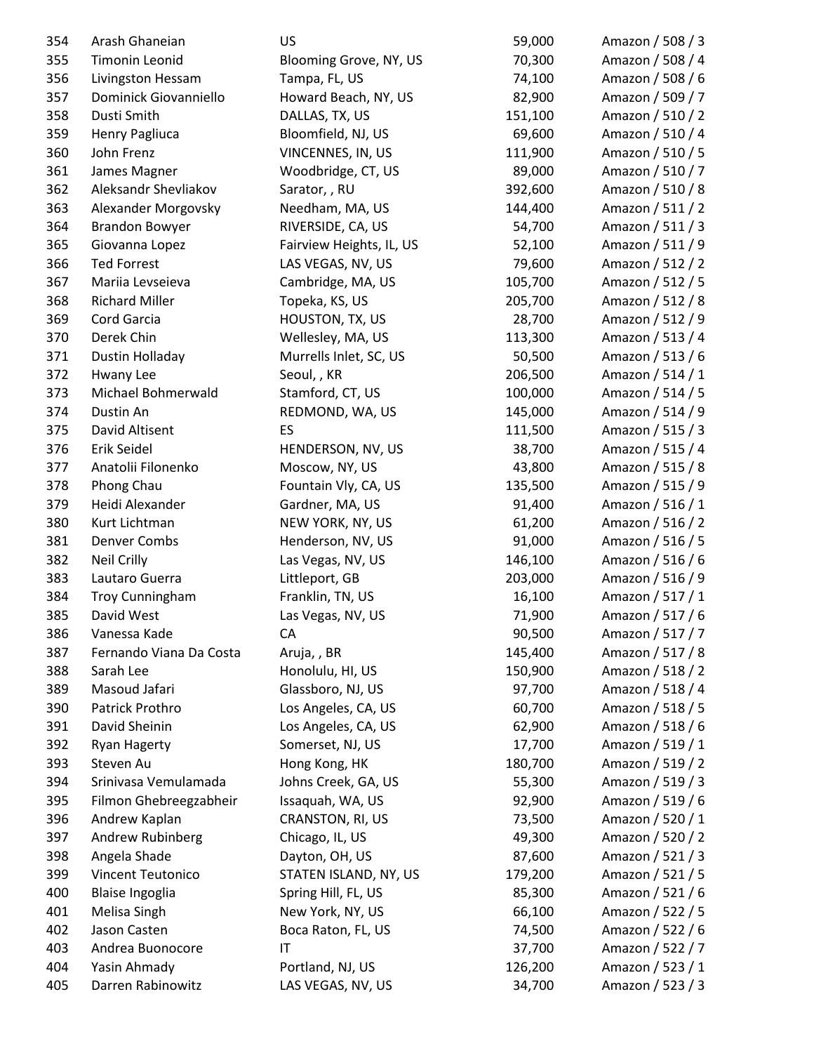| | | | | |
|---|---|---|---|---|
| 354 | Arash Ghaneian | US | 59,000 | Amazon / 508 / 3 |
| 355 | Timonin Leonid | Blooming Grove, NY, US | 70,300 | Amazon / 508 / 4 |
| 356 | Livingston Hessam | Tampa, FL, US | 74,100 | Amazon / 508 / 6 |
| 357 | Dominick Giovanniello | Howard Beach, NY, US | 82,900 | Amazon / 509 / 7 |
| 358 | Dusti Smith | DALLAS, TX, US | 151,100 | Amazon / 510 / 2 |
| 359 | Henry Pagliuca | Bloomfield, NJ, US | 69,600 | Amazon / 510 / 4 |
| 360 | John Frenz | VINCENNES, IN, US | 111,900 | Amazon / 510 / 5 |
| 361 | James Magner | Woodbridge, CT, US | 89,000 | Amazon / 510 / 7 |
| 362 | Aleksandr Shevliakov | Sarator, , RU | 392,600 | Amazon / 510 / 8 |
| 363 | Alexander Morgovsky | Needham, MA, US | 144,400 | Amazon / 511 / 2 |
| 364 | Brandon Bowyer | RIVERSIDE, CA, US | 54,700 | Amazon / 511 / 3 |
| 365 | Giovanna Lopez | Fairview Heights, IL, US | 52,100 | Amazon / 511 / 9 |
| 366 | Ted Forrest | LAS VEGAS, NV, US | 79,600 | Amazon / 512 / 2 |
| 367 | Mariia Levseieva | Cambridge, MA, US | 105,700 | Amazon / 512 / 5 |
| 368 | Richard Miller | Topeka, KS, US | 205,700 | Amazon / 512 / 8 |
| 369 | Cord Garcia | HOUSTON, TX, US | 28,700 | Amazon / 512 / 9 |
| 370 | Derek Chin | Wellesley, MA, US | 113,300 | Amazon / 513 / 4 |
| 371 | Dustin Holladay | Murrells Inlet, SC, US | 50,500 | Amazon / 513 / 6 |
| 372 | Hwany Lee | Seoul, , KR | 206,500 | Amazon / 514 / 1 |
| 373 | Michael Bohmerwald | Stamford, CT, US | 100,000 | Amazon / 514 / 5 |
| 374 | Dustin An | REDMOND, WA, US | 145,000 | Amazon / 514 / 9 |
| 375 | David Altisent | ES | 111,500 | Amazon / 515 / 3 |
| 376 | Erik Seidel | HENDERSON, NV, US | 38,700 | Amazon / 515 / 4 |
| 377 | Anatolii Filonenko | Moscow, NY, US | 43,800 | Amazon / 515 / 8 |
| 378 | Phong Chau | Fountain Vly, CA, US | 135,500 | Amazon / 515 / 9 |
| 379 | Heidi Alexander | Gardner, MA, US | 91,400 | Amazon / 516 / 1 |
| 380 | Kurt Lichtman | NEW YORK, NY, US | 61,200 | Amazon / 516 / 2 |
| 381 | Denver Combs | Henderson, NV, US | 91,000 | Amazon / 516 / 5 |
| 382 | Neil Crilly | Las Vegas, NV, US | 146,100 | Amazon / 516 / 6 |
| 383 | Lautaro Guerra | Littleport, GB | 203,000 | Amazon / 516 / 9 |
| 384 | Troy Cunningham | Franklin, TN, US | 16,100 | Amazon / 517 / 1 |
| 385 | David West | Las Vegas, NV, US | 71,900 | Amazon / 517 / 6 |
| 386 | Vanessa Kade | CA | 90,500 | Amazon / 517 / 7 |
| 387 | Fernando Viana Da Costa | Aruja, , BR | 145,400 | Amazon / 517 / 8 |
| 388 | Sarah Lee | Honolulu, HI, US | 150,900 | Amazon / 518 / 2 |
| 389 | Masoud Jafari | Glassboro, NJ, US | 97,700 | Amazon / 518 / 4 |
| 390 | Patrick Prothro | Los Angeles, CA, US | 60,700 | Amazon / 518 / 5 |
| 391 | David Sheinin | Los Angeles, CA, US | 62,900 | Amazon / 518 / 6 |
| 392 | Ryan Hagerty | Somerset, NJ, US | 17,700 | Amazon / 519 / 1 |
| 393 | Steven Au | Hong Kong, HK | 180,700 | Amazon / 519 / 2 |
| 394 | Srinivasa Vemulamada | Johns Creek, GA, US | 55,300 | Amazon / 519 / 3 |
| 395 | Filmon Ghebreegzabheir | Issaquah, WA, US | 92,900 | Amazon / 519 / 6 |
| 396 | Andrew Kaplan | CRANSTON, RI, US | 73,500 | Amazon / 520 / 1 |
| 397 | Andrew Rubinberg | Chicago, IL, US | 49,300 | Amazon / 520 / 2 |
| 398 | Angela Shade | Dayton, OH, US | 87,600 | Amazon / 521 / 3 |
| 399 | Vincent Teutonico | STATEN ISLAND, NY, US | 179,200 | Amazon / 521 / 5 |
| 400 | Blaise Ingoglia | Spring Hill, FL, US | 85,300 | Amazon / 521 / 6 |
| 401 | Melisa Singh | New York, NY, US | 66,100 | Amazon / 522 / 5 |
| 402 | Jason Casten | Boca Raton, FL, US | 74,500 | Amazon / 522 / 6 |
| 403 | Andrea Buonocore | IT | 37,700 | Amazon / 522 / 7 |
| 404 | Yasin Ahmady | Portland, NJ, US | 126,200 | Amazon / 523 / 1 |
| 405 | Darren Rabinowitz | LAS VEGAS, NV, US | 34,700 | Amazon / 523 / 3 |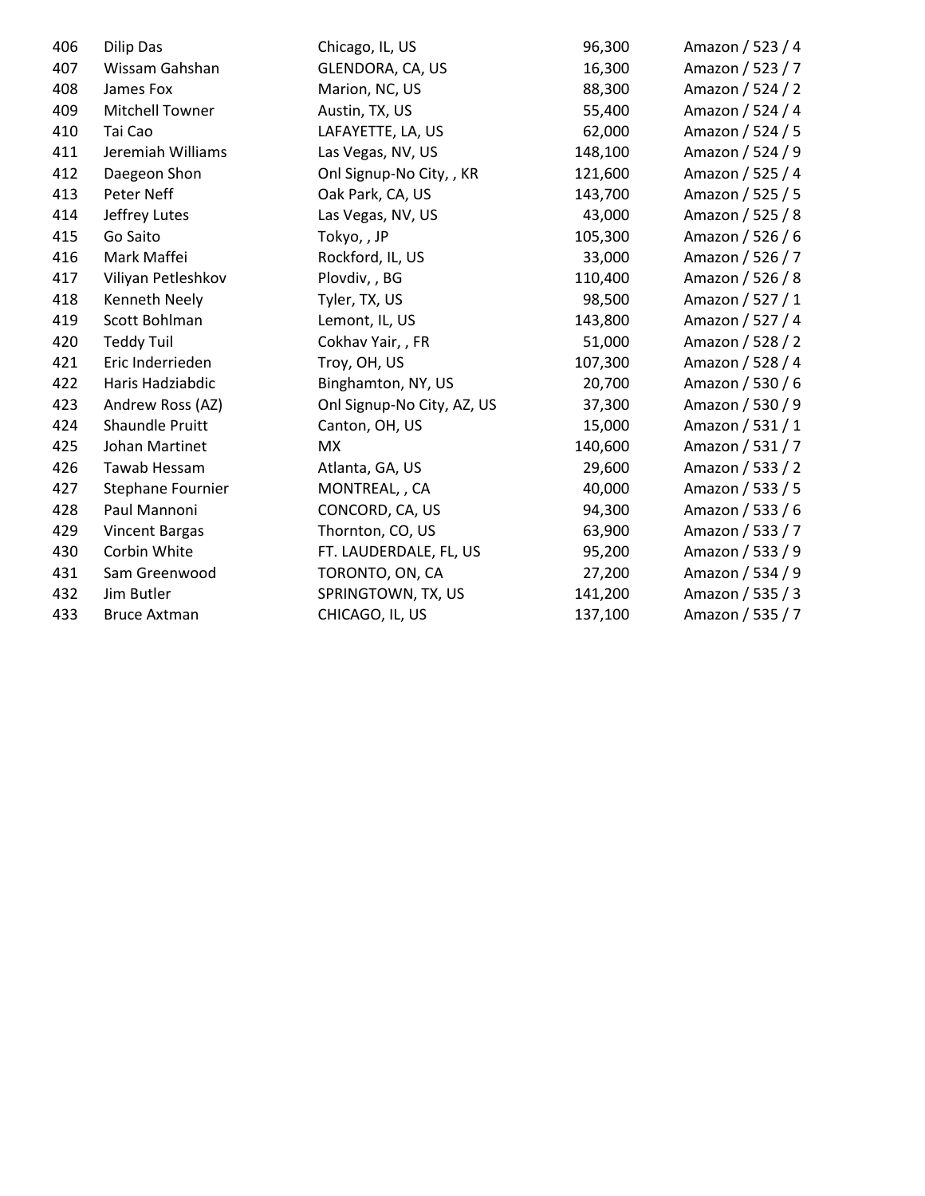| | | | | |
|---|---|---|---|---|
| 406 | Dilip Das | Chicago, IL, US | 96,300 | Amazon / 523 / 4 |
| 407 | Wissam Gahshan | GLENDORA, CA, US | 16,300 | Amazon / 523 / 7 |
| 408 | James Fox | Marion, NC, US | 88,300 | Amazon / 524 / 2 |
| 409 | Mitchell Towner | Austin, TX, US | 55,400 | Amazon / 524 / 4 |
| 410 | Tai Cao | LAFAYETTE, LA, US | 62,000 | Amazon / 524 / 5 |
| 411 | Jeremiah Williams | Las Vegas, NV, US | 148,100 | Amazon / 524 / 9 |
| 412 | Daegeon Shon | Onl Signup-No City, , KR | 121,600 | Amazon / 525 / 4 |
| 413 | Peter Neff | Oak Park, CA, US | 143,700 | Amazon / 525 / 5 |
| 414 | Jeffrey Lutes | Las Vegas, NV, US | 43,000 | Amazon / 525 / 8 |
| 415 | Go Saito | Tokyo, , JP | 105,300 | Amazon / 526 / 6 |
| 416 | Mark Maffei | Rockford, IL, US | 33,000 | Amazon / 526 / 7 |
| 417 | Viliyan Petleshkov | Plovdiv, , BG | 110,400 | Amazon / 526 / 8 |
| 418 | Kenneth Neely | Tyler, TX, US | 98,500 | Amazon / 527 / 1 |
| 419 | Scott Bohlman | Lemont, IL, US | 143,800 | Amazon / 527 / 4 |
| 420 | Teddy Tuil | Cokhav Yair, , FR | 51,000 | Amazon / 528 / 2 |
| 421 | Eric Inderrieden | Troy, OH, US | 107,300 | Amazon / 528 / 4 |
| 422 | Haris Hadziabdic | Binghamton, NY, US | 20,700 | Amazon / 530 / 6 |
| 423 | Andrew Ross (AZ) | Onl Signup-No City, AZ, US | 37,300 | Amazon / 530 / 9 |
| 424 | Shaundle Pruitt | Canton, OH, US | 15,000 | Amazon / 531 / 1 |
| 425 | Johan Martinet | MX | 140,600 | Amazon / 531 / 7 |
| 426 | Tawab Hessam | Atlanta, GA, US | 29,600 | Amazon / 533 / 2 |
| 427 | Stephane Fournier | MONTREAL, , CA | 40,000 | Amazon / 533 / 5 |
| 428 | Paul Mannoni | CONCORD, CA, US | 94,300 | Amazon / 533 / 6 |
| 429 | Vincent Bargas | Thornton, CO, US | 63,900 | Amazon / 533 / 7 |
| 430 | Corbin White | FT. LAUDERDALE, FL, US | 95,200 | Amazon / 533 / 9 |
| 431 | Sam Greenwood | TORONTO, ON, CA | 27,200 | Amazon / 534 / 9 |
| 432 | Jim Butler | SPRINGTOWN, TX, US | 141,200 | Amazon / 535 / 3 |
| 433 | Bruce Axtman | CHICAGO, IL, US | 137,100 | Amazon / 535 / 7 |